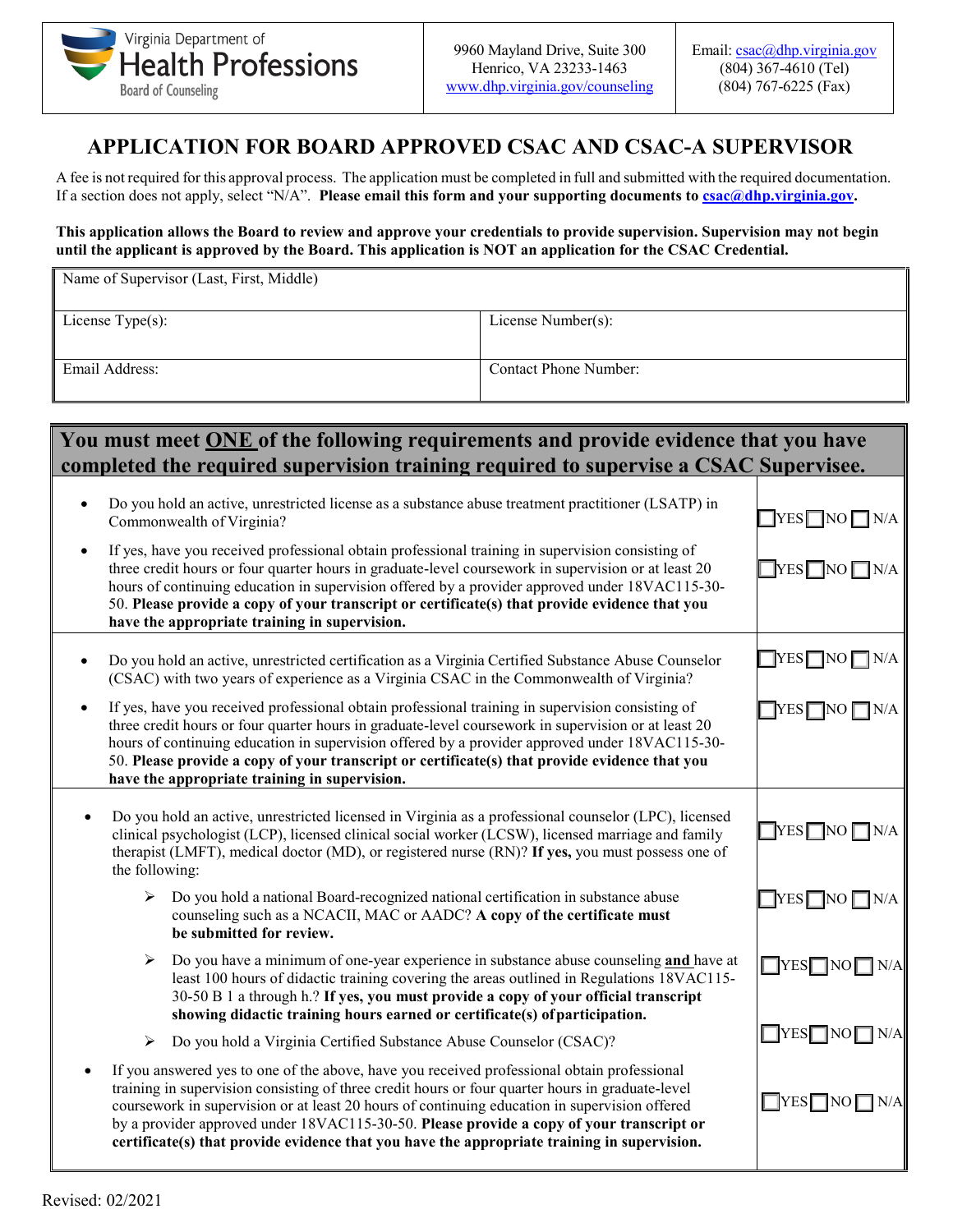Virginia Department of Health Professions
Board of Counseling

9960 Mayland Drive, Suite 300
Henrico, VA 23233-1463
www.dhp.virginia.gov/counseling

Email: csac@dhp.virginia.gov
(804) 367-4610 (Tel)
(804) 767-6225 (Fax)

# APPLICATION FOR BOARD APPROVED CSAC AND CSAC-A SUPERVISOR

A fee is not required for this approval process. The application must be completed in full and submitted with the required documentation. If a section does not apply, select "N/A". **Please email this form and your supporting documents to csac@dhp.virginia.gov.**

**This application allows the Board to review and approve your credentials to provide supervision. Supervision may not begin until the applicant is approved by the Board. This application is NOT an application for the CSAC Credential.**

| Name of Supervisor (Last, First, Middle) | |
|---|---|
| License Type(s): | License Number(s): |
| Email Address: | Contact Phone Number: |

## You must meet ONE of the following requirements and provide evidence that you have completed the required supervision training required to supervise a CSAC Supervisee.

| Requirement | Response |
|---|---|
| • Do you hold an active, unrestricted license as a substance abuse treatment practitioner (LSATP) in Commonwealth of Virginia? | ☐YES ☐NO ☐N/A |
| • If yes, have you received professional obtain professional training in supervision consisting of three credit hours or four quarter hours in graduate-level coursework in supervision or at least 20 hours of continuing education in supervision offered by a provider approved under 18VAC115-30-50. **Please provide a copy of your transcript or certificate(s) that provide evidence that you have the appropriate training in supervision.** | ☐YES ☐NO ☐N/A |
| • Do you hold an active, unrestricted certification as a Virginia Certified Substance Abuse Counselor (CSAC) with two years of experience as a Virginia CSAC in the Commonwealth of Virginia? | ☐YES ☐NO ☐N/A |
| • If yes, have you received professional obtain professional training in supervision consisting of three credit hours or four quarter hours in graduate-level coursework in supervision or at least 20 hours of continuing education in supervision offered by a provider approved under 18VAC115-30-50. **Please provide a copy of your transcript or certificate(s) that provide evidence that you have the appropriate training in supervision.** | ☐YES ☐NO ☐N/A |
| • Do you hold an active, unrestricted licensed in Virginia as a professional counselor (LPC), licensed clinical psychologist (LCP), licensed clinical social worker (LCSW), licensed marriage and family therapist (LMFT), medical doctor (MD), or registered nurse (RN)? **If yes,** you must possess one of the following: | ☐YES ☐NO ☐N/A |
| ➢ Do you hold a national Board-recognized national certification in substance abuse counseling such as a NCACII, MAC or AADC? **A copy of the certificate must be submitted for review.** | ☐YES ☐NO ☐N/A |
| ➢ Do you have a minimum of one-year experience in substance abuse counseling **and** have at least 100 hours of didactic training covering the areas outlined in Regulations 18VAC115-30-50 B 1 a through h.? **If yes, you must provide a copy of your official transcript showing didactic training hours earned or certificate(s) of participation.** | ☐YES ☐NO ☐N/A |
| ➢ Do you hold a Virginia Certified Substance Abuse Counselor (CSAC)? | ☐YES ☐NO ☐N/A |
| • If you answered yes to one of the above, have you received professional obtain professional training in supervision consisting of three credit hours or four quarter hours in graduate-level coursework in supervision or at least 20 hours of continuing education in supervision offered by a provider approved under 18VAC115-30-50. **Please provide a copy of your transcript or certificate(s) that provide evidence that you have the appropriate training in supervision.** | ☐YES ☐NO ☐N/A |

Revised: 02/2021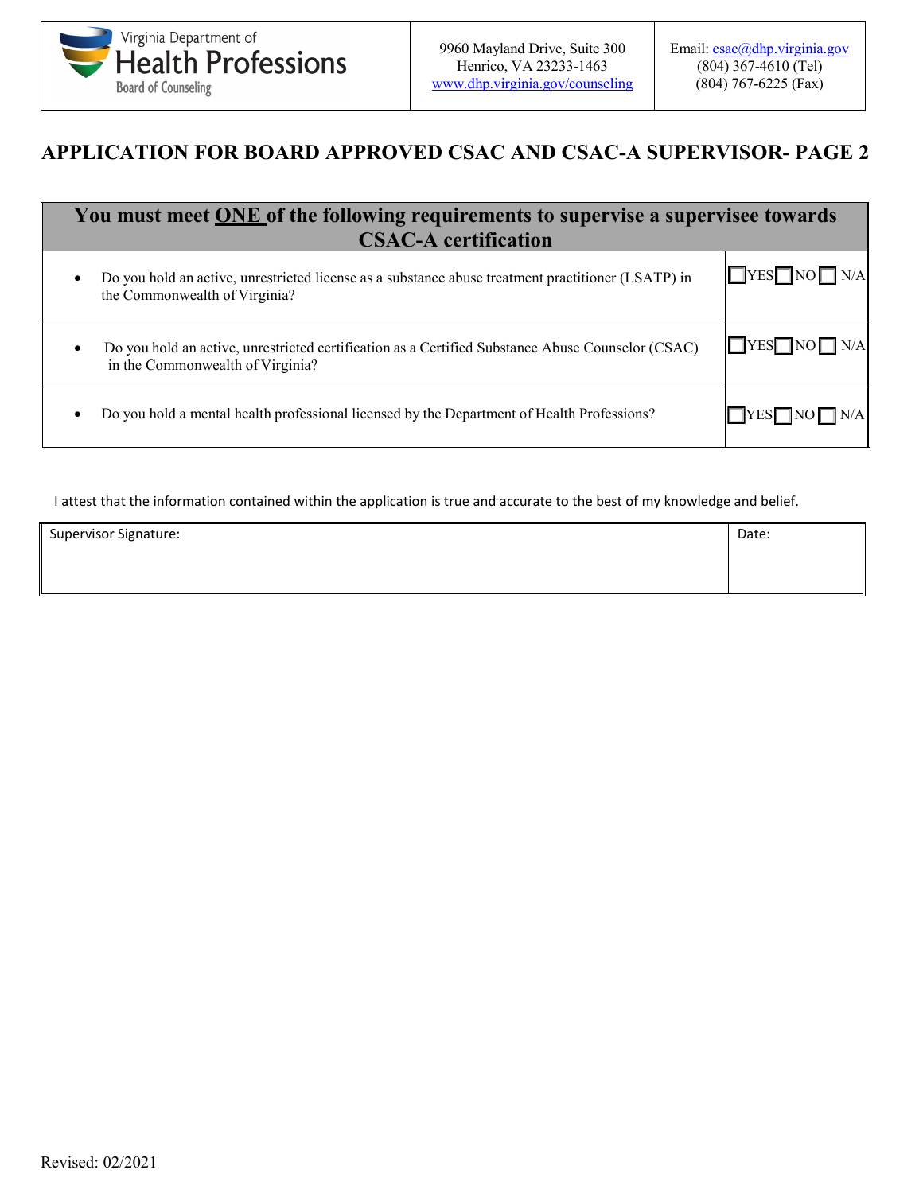| Virginia Department of Health Professions Board of Counseling | 9960 Mayland Drive, Suite 300 Henrico, VA 23233-1463 www.dhp.virginia.gov/counseling | Email: csac@dhp.virginia.gov (804) 367-4610 (Tel) (804) 767-6225 (Fax) |
|---|---|---|

# APPLICATION FOR BOARD APPROVED CSAC AND CSAC-A SUPERVISOR- PAGE 2

| You must meet **ONE** of the following requirements to supervise a supervisee towards CSAC-A certification | |
|---|---|
| • Do you hold an active, unrestricted license as a substance abuse treatment practitioner (LSATP) in the Commonwealth of Virginia? | ☐YES ☐NO ☐ N/A |
| • Do you hold an active, unrestricted certification as a Certified Substance Abuse Counselor (CSAC) in the Commonwealth of Virginia? | ☐YES ☐NO ☐ N/A |
| • Do you hold a mental health professional licensed by the Department of Health Professions? | ☐YES ☐NO ☐ N/A |

I attest that the information contained within the application is true and accurate to the best of my knowledge and belief.

| Supervisor Signature: | Date: |
|---|---|
| | |

Revised: 02/2021